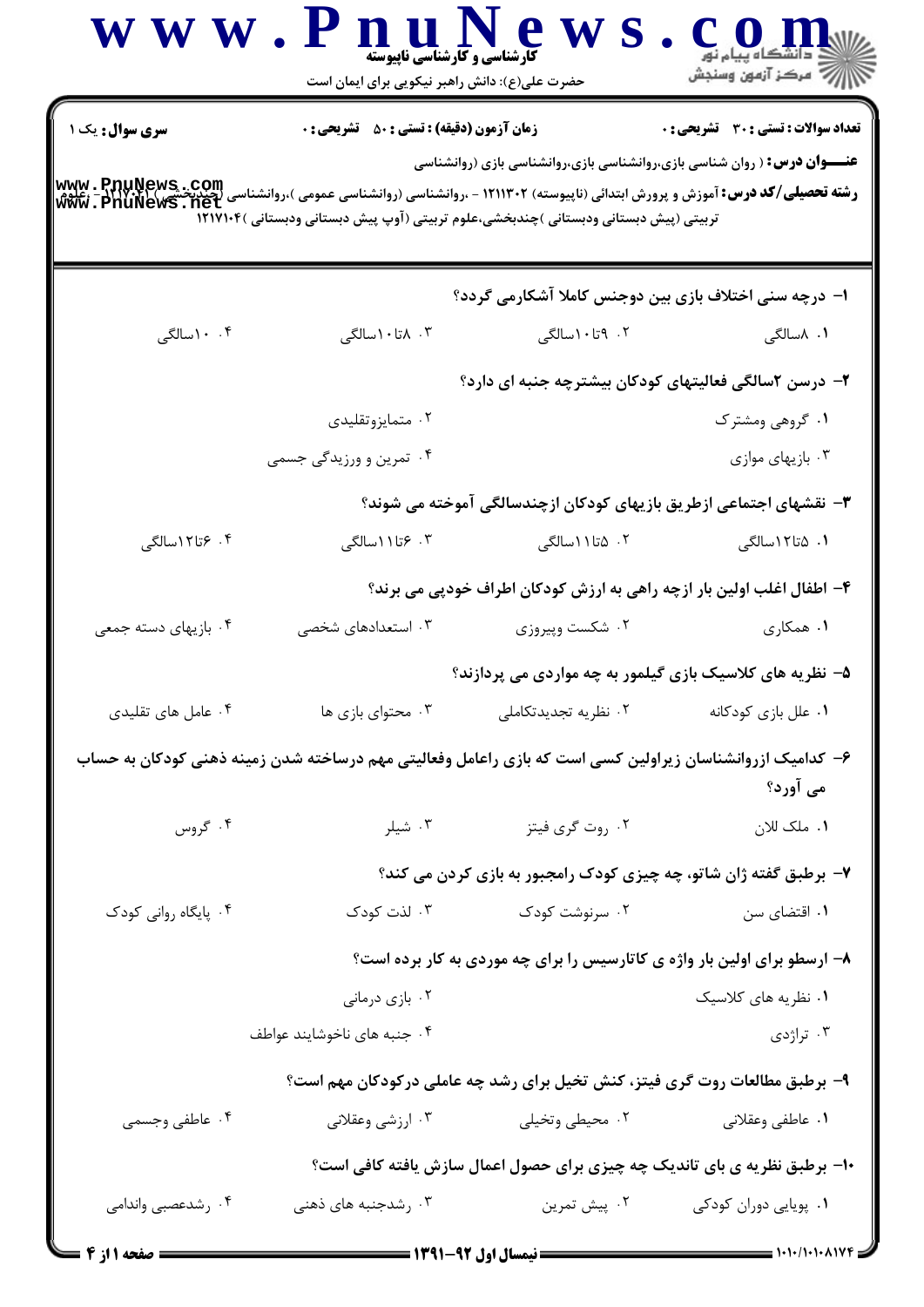www.PnuNews.com

کارشناسی و کارشناسی ناپیوسته

حضرت علی(ع): دانش راهبر نیکویی برای ایمان است

دانشگاه پیام نور
مرکز آزمون وسنجش

**سری سوال:** یک ۱ | **زمان آزمون (دقیقه) : تستی : ۵۰ تشریحی : ۰** | **تعداد سوالات : تستی : ۳۰ تشریحی : ۰**

**عنـــوان درس:** ( روان شناسی بازی،روانشناسی بازی،روانشناسی بازی (روانشناسی

**رشته تحصیلی/کد درس:** آموزش و پرورش ابتدائی (ناپیوسته) ۱۲۱۱۳۰۲ - ،روانشناسی (روانشناسی عمومی )،روانشناسی (چندبخشی ) ۱۲۱۷۰۲۱ - ،علوم تربیتی (پیش دبستانی ودبستانی )چندبخشی،علوم تربیتی (آوپ پیش دبستانی ودبستانی )۱۲۱۷۱۰۴

۱- درچه سنی اختلاف بازی بین دوجنس کاملا آشکارمی گردد؟

۱. ۸سالگی
۲. ۹تا۱۰سالگی
۳. ۸تا۱۰سالگی
۴. ۱۰سالگی

۲- درسن ۲سالگی فعالیتهای کودکان بیشترچه جنبه ای دارد؟

۱. گروهی ومشترک
۲. متمایزوتقلیدی
۳. بازیهای موازی
۴. تمرین و ورزیدگی جسمی

۳- نقشهای اجتماعی ازطریق بازیهای کودکان ازچندسالگی آموخته می شوند؟

۱. ۵تا۱۲سالگی
۲. ۵تا۱۱سالگی
۳. ۶تا۱۱سالگی
۴. ۶تا۱۲سالگی

۴- اطفال اغلب اولین بار ازچه راهی به ارزش کودکان اطراف خودپی می برند؟

۱. همکاری
۲. شکست وپیروزی
۳. استعدادهای شخصی
۴. بازیهای دسته جمعی

۵- نظریه های کلاسیک بازی گیلمور به چه مواردی می پردازند؟

۱. علل بازی کودکانه
۲. نظریه تجدیدتکاملی
۳. محتوای بازی ها
۴. عامل های تقلیدی

۶- کدامیک ازروانشناسان زیراولین کسی است که بازی راعامل وفعالیتی مهم درساخته شدن زمینه ذهنی کودکان به حساب می آورد؟

۱. ملک للان
۲. روت گری فیتز
۳. شیلر
۴. گروس

۷- برطبق گفته ژان شاتو، چه چیزی کودک رامجبور به بازی کردن می کند؟

۱. اقتضای سن
۲. سرنوشت کودک
۳. لذت کودک
۴. پایگاه روانی کودک

۸- ارسطو برای اولین بار واژه ی کاتارسیس را برای چه موردی به کار برده است؟

۱. نظریه های کلاسیک
۲. بازی درمانی
۳. تراژدی
۴. جنبه های ناخوشایند عواطف

۹- برطبق مطالعات روت گری فیتز، کنش تخیل برای رشد چه عاملی درکودکان مهم است؟

۱. عاطفی وعقلانی
۲. محیطی وتخیلی
۳. ارزشی وعقلانی
۴. عاطفی وجسمی

۱۰- برطبق نظریه ی بای تاندیک چه چیزی برای حصول اعمال سازش یافته کافی است؟

۱. پویایی دوران کودکی
۲. پیش تمرین
۳. رشدجنبه های ذهنی
۴. رشدعصبی واندامی

نیمسال اول ۹۲-۱۳۹۱

۱۰۱۰/۱۰۱۰۸۱۷۴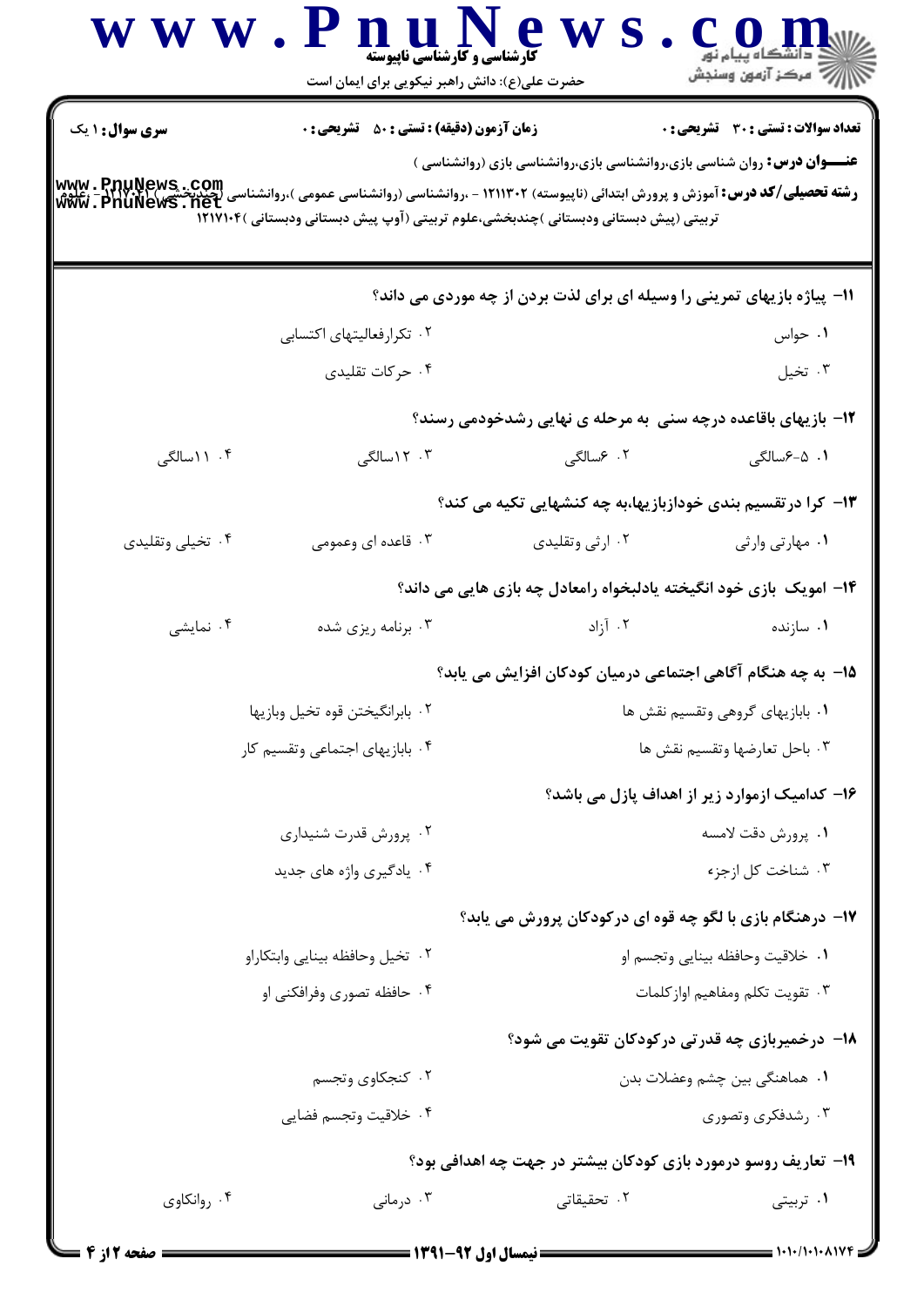**سری سوال:** ۱ یک

**زمان آزمون (دقیقه) : تستی : ۵۰ تشریحی : ۰**

**تعداد سوالات : تستی : ۳۰ تشریحی : ۰**

**عنـــوان درس:** روان شناسی بازی،روانشناسی بازی،روانشناسی بازی (روانشناسی )

**رشته تحصیلی/کد درس:** آموزش و پرورش ابتدائی (ناپیوسته) ۱۲۱۱۳۰۲ - ،روانشناسی (روانشناسی عمومی )،روانشناسی (چندبخشی ) ۱۲۱۷۰۲۱ - ،علوم تربیتی (پیش دبستانی ودبستانی )چندبخشی،علوم تربیتی (آوپ پیش دبستانی ودبستانی )۱۲۱۷۱۰۴

۱۱- پیاژه بازیهای تمرینی را وسیله ای برای لذت بردن از چه موردی می داند؟

۱. حواس

۲. تکرارفعالیتهای اکتسابی

۳. تخیل

۴. حرکات تقلیدی

۱۲- بازیهای باقاعده درچه سنی به مرحله ی نهایی رشدخودمی رسند؟

۱. ۵-۶سالگی

۲. ۶سالگی

۳. ۱۲سالگی

۴. ۱۱سالگی

۱۳- کرا درتقسیم بندی خودازبازیها،به چه کنشهایی تکیه می کند؟

۱. مهارتی وارثی

۲. ارثی وتقلیدی

۳. قاعده ای وعمومی

۴. تخیلی وتقلیدی

۱۴- امویک بازی خود انگیخته یادلبخواه رامعادل چه بازی هایی می داند؟

۱. سازنده

۲. آزاد

۳. برنامه ریزی شده

۴. نمایشی

۱۵- به چه هنگام آگاهی اجتماعی درمیان کودکان افزایش می یابد؟

۱. بابازیهای گروهی وتقسیم نقش ها

۲. بابرانگیختن قوه تخیل وبازیها

۳. باحل تعارضها وتقسیم نقش ها

۴. بابازیهای اجتماعی وتقسیم کار

۱۶- کدامیک ازموارد زیر از اهداف پازل می باشد؟

۱. پرورش دقت لامسه

۲. پرورش قدرت شنیداری

۳. شناخت کل ازجزء

۴. یادگیری واژه های جدید

۱۷- درهنگام بازی با لگو چه قوه ای درکودکان پرورش می یابد؟

۱. خلاقیت وحافظه بینایی وتجسم او

۲. تخیل وحافظه بینایی وابتکاراو

۳. تقویت تکلم ومفاهیم اوازکلمات

۴. حافظه تصوری وفرافکنی او

۱۸- درخمیربازی چه قدرتی درکودکان تقویت می شود؟

۱. هماهنگی بین چشم وعضلات بدن

۲. کنجکاوی وتجسم

۳. رشدفکری وتصوری

۴. خلاقیت وتجسم فضایی

۱۹- تعاریف روسو درمورد بازی کودکان بیشتر در جهت چه اهدافی بود؟

۱. تربیتی

۲. تحقیقاتی

۳. درمانی

۴. روانکاوی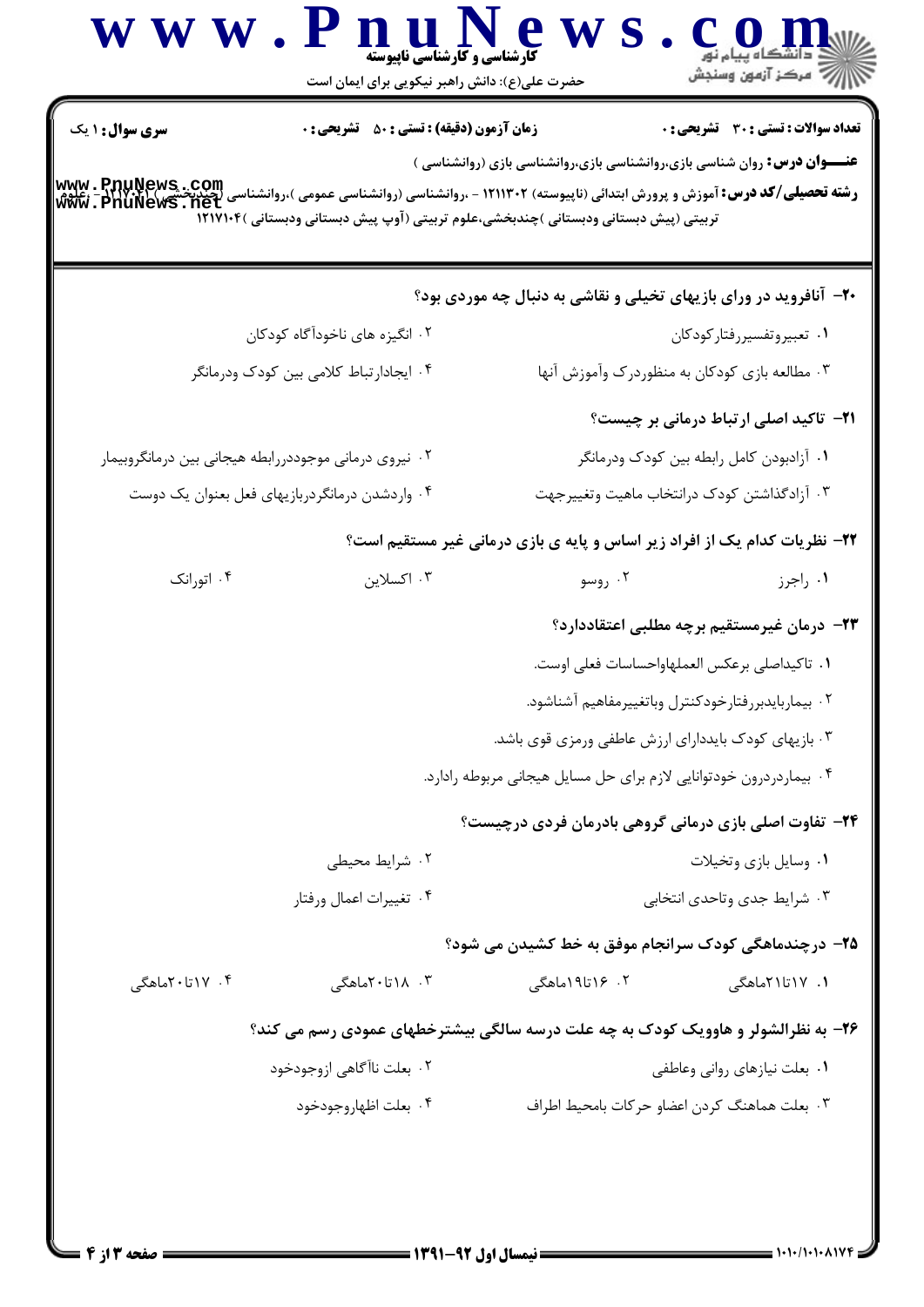**سری سوال:** ۱ یک

**زمان آزمون (دقیقه) : تستی : ۵۰ تشریحی : ۰**

**تعداد سوالات : تستی : ۳۰ تشریحی : ۰**

**عنـــوان درس:** روان شناسی بازی،روانشناسی بازی،روانشناسی بازی (روانشناسی )

**رشته تحصیلی/کد درس:** آموزش و پرورش ابتدائی (ناپیوسته) ۱۲۱۱۳۰۲ - ،روانشناسی (روانشناسی عمومی )،روانشناسی (چندبخشی ) ۱۲۱۷۰۲۱ - ،علوم تربیتی (پیش دبستانی ودبستانی )چندبخشی،علوم تربیتی (آوپ پیش دبستانی ودبستانی )۱۲۱۷۱۰۴

**۲۰- آنافروید در ورای بازیهای تخیلی و نقاشی به دنبال چه موردی بود؟**

۱. تعبیروتفسیررفتارکودکان

۲. انگیزه های ناخودآگاه کودکان

۳. مطالعه بازی کودکان به منظوردرک وآموزش آنها

۴. ایجادارتباط کلامی بین کودک ودرمانگر

**۲۱- تاکید اصلی ارتباط درمانی بر چیست؟**

۱. آزادبودن کامل رابطه بین کودک ودرمانگر

۲. نیروی درمانی موجوددررابطه هیجانی بین درمانگروبیمار

۳. آزادگذاشتن کودک درانتخاب ماهیت وتغییرجهت

۴. واردشدن درمانگردربازیهای فعل بعنوان یک دوست

**۲۲- نظریات کدام یک از افراد زیر اساس و پایه ی بازی درمانی غیر مستقیم است؟**

۱. راجرز

۲. روسو

۳. اکسلاین

۴. اتورانک

**۲۳- درمان غیرمستقیم برچه مطلبی اعتقاددارد؟**

۱. تاکیداصلی برعکس العملهاواحساسات فعلی اوست.

۲. بیماربایدبررفتارخودکنترل وباتغییرمفاهیم آشناشود.

۳. بازیهای کودک بایددارای ارزش عاطفی ورمزی قوی باشد.

۴. بیماردردرون خودتوانایی لازم برای حل مسایل هیجانی مربوطه رادارد.

**۲۴- تفاوت اصلی بازی درمانی گروهی بادرمان فردی درچیست؟**

۱. وسایل بازی وتخیلات

۲. شرایط محیطی

۳. شرایط جدی وتاحدی انتخابی

۴. تغییرات اعمال ورفتار

**۲۵- درچندماهگی کودک سرانجام موفق به خط کشیدن می شود؟**

۱. ۱۷تا۲۱ماهگی

۲. ۱۶تا۱۹ماهگی

۳. ۱۸تا۲۰ماهگی

۴. ۱۷تا۲۰ماهگی

**۲۶- به نظرالشولر و هاوویک کودک به چه علت درسه سالگی بیشترخطهای عمودی رسم می کند؟**

۱. بعلت نیازهای روانی وعاطفی

۲. بعلت ناآگاهی ازوجودخود

۳. بعلت هماهنگ کردن اعضاو حرکات بامحیط اطراف

۴. بعلت اظهاروجودخود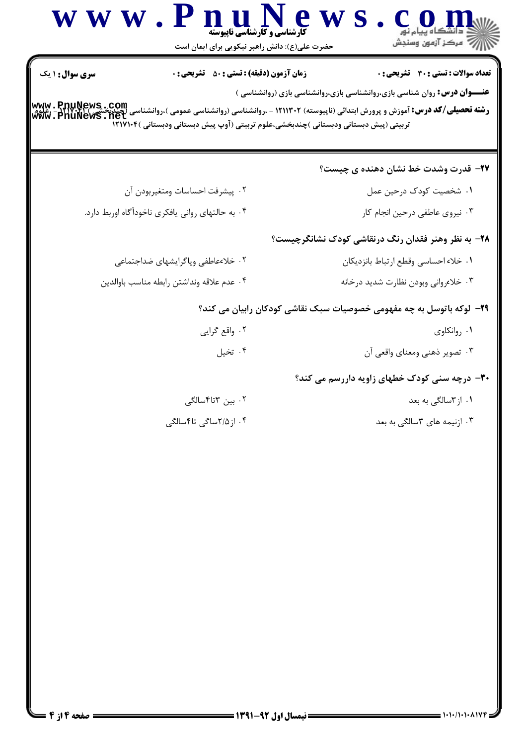سری سوال: ۱ یک

زمان آزمون (دقیقه) : تستی : ۵۰ تشریحی : ۰

تعداد سوالات : تستی : ۳۰ تشریحی : ۰

**عنـــوان درس:** روان شناسی بازی،روانشناسی بازی،روانشناسی بازی (روانشناسی )

**رشته تحصیلی/کد درس:** آموزش و پرورش ابتدائی (ناپیوسته) ۱۲۱۱۳۰۲ - ،روانشناسی (روانشناسی عمومی )،روانشناسی (چندبخشی ) ۱۲۱۷۰۲۱ - ،علوم تربیتی (پیش دبستانی ودبستانی )چندبخشی،علوم تربیتی (آوپ پیش دبستانی ودبستانی )۱۲۱۷۱۰۴

**۲۷- قدرت وشدت خط نشان دهنده ی چیست؟**

۱. شخصیت کودک درحین عمل

۲. پیشرفت احساسات ومتغیربودن آن

۳. نیروی عاطفی درحین انجام کار

۴. به حالتهای روانی یافکری ناخودآگاه اوربط دارد.

**۲۸- به نظر وهنر فقدان رنگ درنقاشی کودک نشانگرچیست؟**

۱. خلاء احساسی وقطع ارتباط بانزدیکان

۲. خلاءعاطفی وباگرایشهای ضداجتماعی

۳. خلاءروانی وبودن نظارت شدید درخانه

۴. عدم علاقه ونداشتن رابطه مناسب باوالدین

**۲۹- لوکه باتوسل به چه مفهومی خصوصیات سبک نقاشی کودکان رابیان می کند؟**

۱. روانکاوی

۲. واقع گرایی

۳. تصویر ذهنی ومعنای واقعی آن

۴. تخیل

**۳۰- درچه سنی کودک خطهای زاویه داررسم می کند؟**

۱. از۳سالگی به بعد

۲. بین ۳تا۴سالگی

۳. ازنیمه های ۳سالگی به بعد

۴. از۲/۵ساگی تا۴سالگی